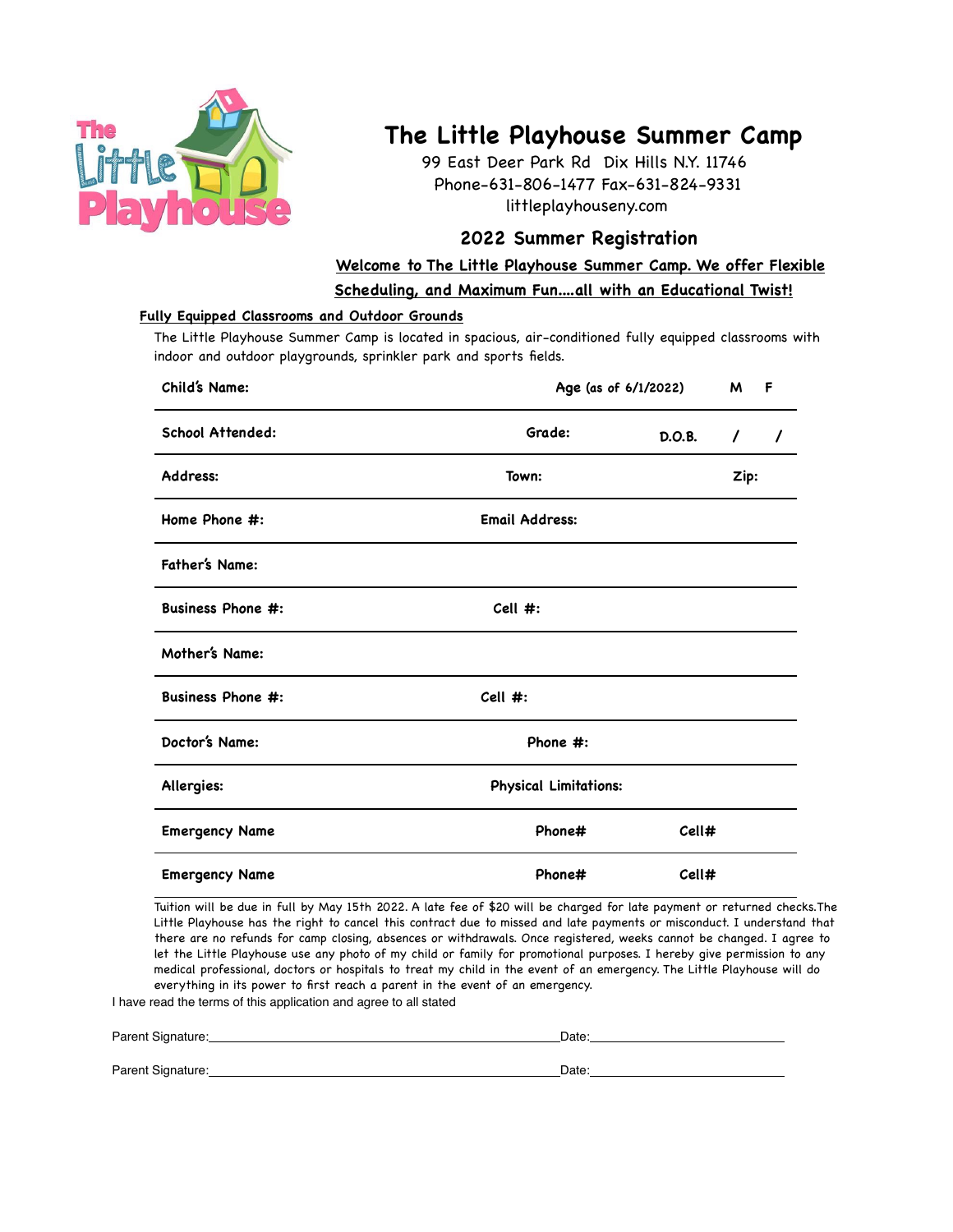# The Little Playhouse Summer Camp

99 East Deer Park Rd Dix Hills N.Y. 11746
Phone-631-806-1477 Fax-631-824-9331
littleplayhouseny.com

## 2022 Summer Registration

**Welcome to The Little Playhouse Summer Camp. We offer Flexible Scheduling, and Maximum Fun....all with an Educational Twist!**

### Fully Equipped Classrooms and Outdoor Grounds

The Little Playhouse Summer Camp is located in spacious, air-conditioned fully equipped classrooms with indoor and outdoor playgrounds, sprinkler park and sports fields.

| | | | |
|---|---|---|---|
| **Child's Name:** | **Age** (as of 6/1/2022) | | **M F** |
| **School Attended:** | **Grade:** | **D.O.B.** | **/ /** |
| **Address:** | **Town:** | | **Zip:** |
| **Home Phone #:** | **Email Address:** | | |
| **Father's Name:** | | | |
| **Business Phone #:** | **Cell #:** | | |
| **Mother's Name:** | | | |
| **Business Phone #:** | **Cell #:** | | |
| **Doctor's Name:** | **Phone #:** | | |
| **Allergies:** | **Physical Limitations:** | | |
| **Emergency Name** | **Phone#** | **Cell#** | |
| **Emergency Name** | **Phone#** | **Cell#** | |

Tuition will be due in full by May 15th 2022. A late fee of $20 will be charged for late payment or returned checks.The Little Playhouse has the right to cancel this contract due to missed and late payments or misconduct. I understand that there are no refunds for camp closing, absences or withdrawals. Once registered, weeks cannot be changed. I agree to let the Little Playhouse use any photo of my child or family for promotional purposes. I hereby give permission to any medical professional, doctors or hospitals to treat my child in the event of an emergency. The Little Playhouse will do everything in its power to first reach a parent in the event of an emergency.

I have read the terms of this application and agree to all stated

Parent Signature:______________________________ Date:__________________

Parent Signature:______________________________ Date:__________________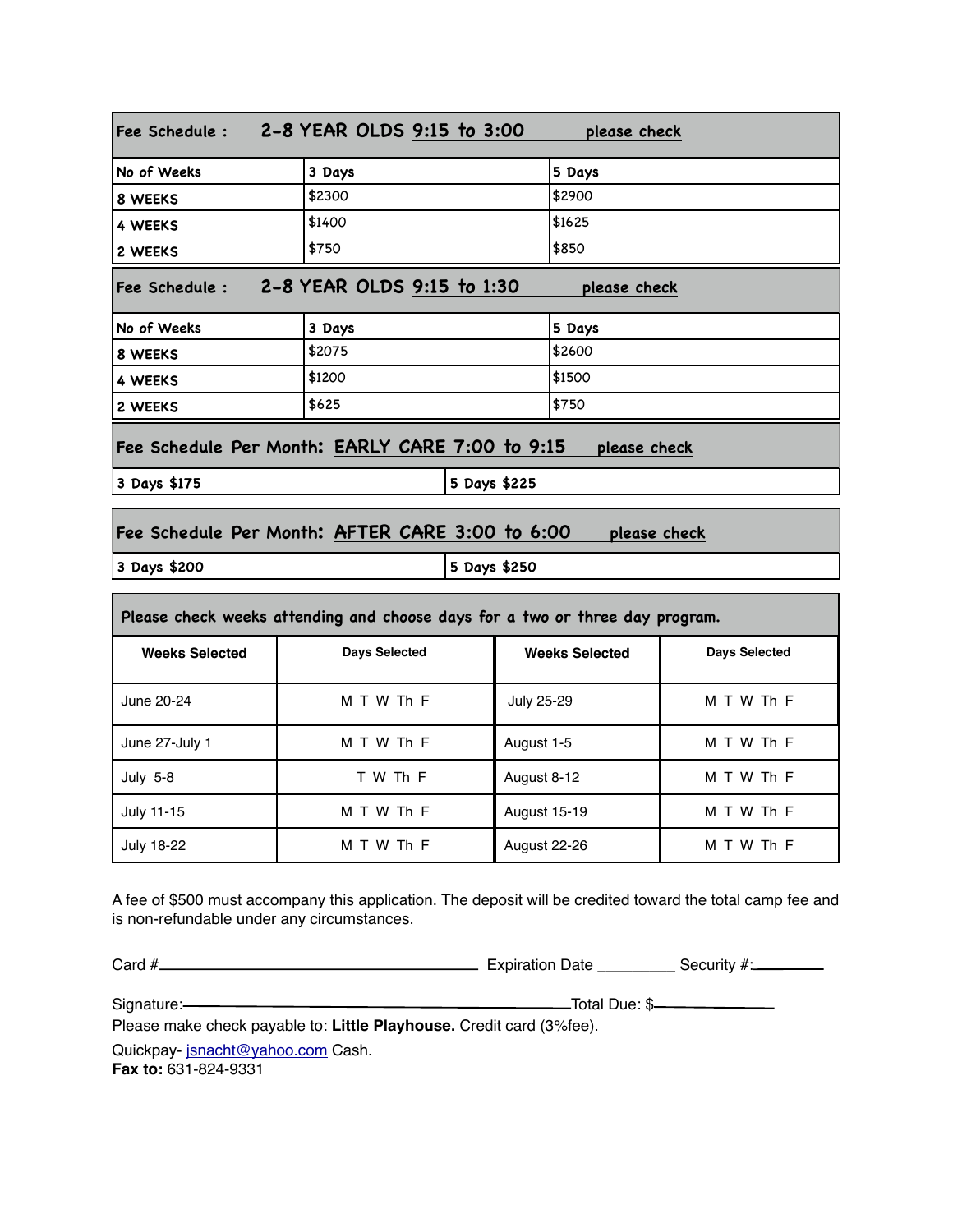| Fee Schedule : 2-8 YEAR OLDS 9:15 to 3:00 please check | | |
|---|---|---|
| No of Weeks | 3 Days | 5 Days |
| 8 WEEKS | $2300 | $2900 |
| 4 WEEKS | $1400 | $1625 |
| 2 WEEKS | $750 | $850 |

| Fee Schedule : 2-8 YEAR OLDS 9:15 to 1:30 please check | | |
|---|---|---|
| No of Weeks | 3 Days | 5 Days |
| 8 WEEKS | $2075 | $2600 |
| 4 WEEKS | $1200 | $1500 |
| 2 WEEKS | $625 | $750 |

| Fee Schedule Per Month: EARLY CARE 7:00 to 9:15 please check | |
|---|---|
| 3 Days $175 | 5 Days $225 |

| Fee Schedule Per Month: AFTER CARE 3:00 to 6:00 please check | |
|---|---|
| 3 Days $200 | 5 Days $250 |

| Please check weeks attending and choose days for a two or three day program. | | | |
|---|---|---|---|
| Weeks Selected | Days Selected | Weeks Selected | Days Selected |
| June 20-24 | M T W Th F | July 25-29 | M T W Th F |
| June 27-July 1 | M T W Th F | August 1-5 | M T W Th F |
| July 5-8 | T W Th F | August 8-12 | M T W Th F |
| July 11-15 | M T W Th F | August 15-19 | M T W Th F |
| July 18-22 | M T W Th F | August 22-26 | M T W Th F |

A fee of $500 must accompany this application. The deposit will be credited toward the total camp fee and is non-refundable under any circumstances.

Card #\_\_\_\_\_\_\_\_\_\_\_\_\_\_\_\_\_\_\_\_\_\_\_\_\_\_\_\_\_\_\_\_ Expiration Date \_\_\_\_\_\_\_\_\_ Security #:\_\_\_\_\_\_\_\_

Signature:\_\_\_\_\_\_\_\_\_\_\_\_\_\_\_\_\_\_\_\_\_\_\_\_\_\_\_\_\_\_\_\_\_\_\_\_\_\_\_\_Total Due: $\_\_\_\_\_\_\_\_\_\_\_\_

Please make check payable to: **Little Playhouse.** Credit card (3%fee).

Quickpay- jsnacht@yahoo.com Cash.

**Fax to:** 631-824-9331